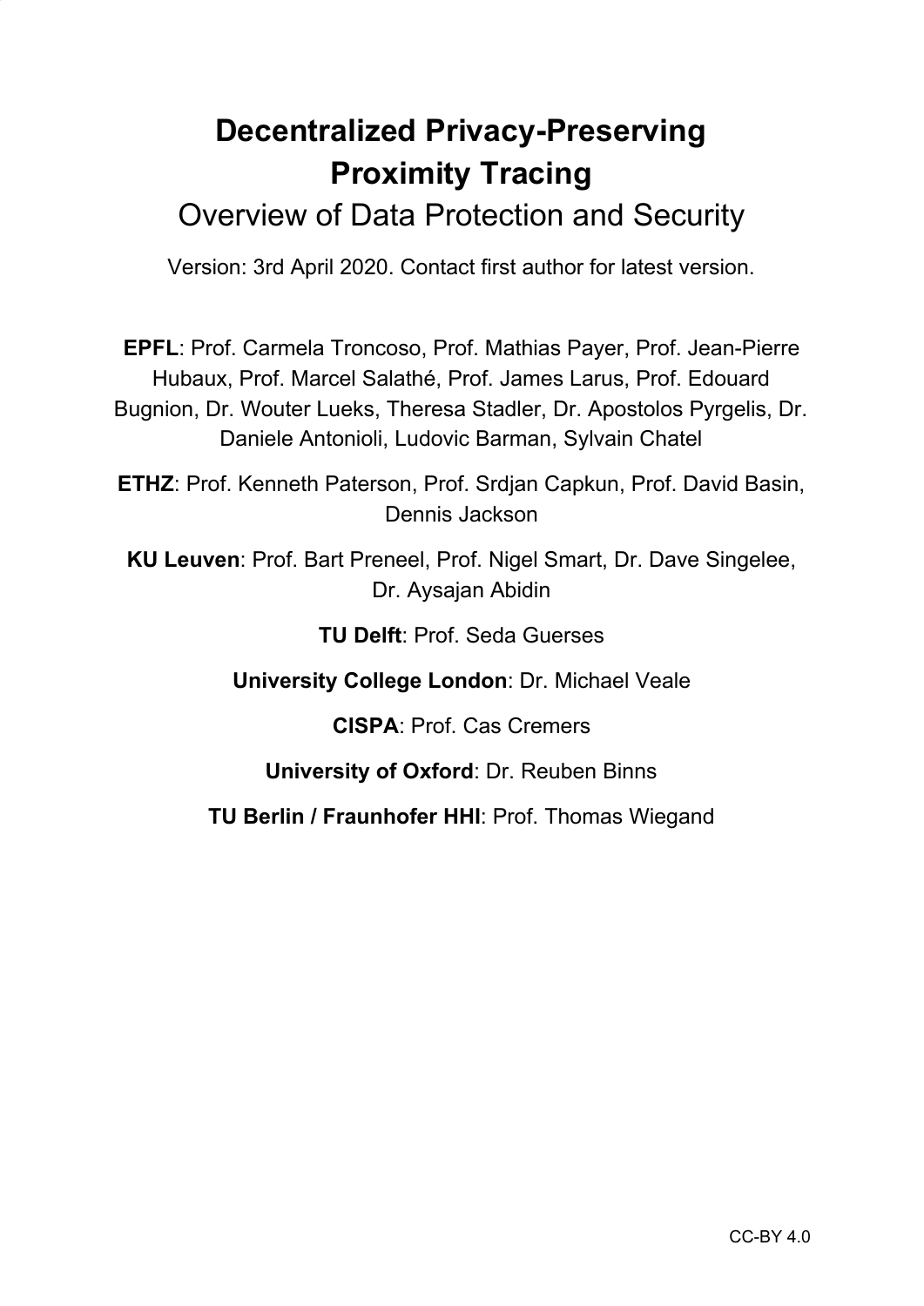# Decentralized Privacy-Preserving Proximity Tracing

## Overview of Data Protection and Security

Version: 3rd April 2020. Contact first author for latest version.

**EPFL**: Prof. Carmela Troncoso, Prof. Mathias Payer, Prof. Jean-Pierre Hubaux, Prof. Marcel Salathé, Prof. James Larus, Prof. Edouard Bugnion, Dr. Wouter Lueks, Theresa Stadler, Dr. Apostolos Pyrgelis, Dr. Daniele Antonioli, Ludovic Barman, Sylvain Chatel

**ETHZ**: Prof. Kenneth Paterson, Prof. Srdjan Capkun, Prof. David Basin, Dennis Jackson

**KU Leuven**: Prof. Bart Preneel, Prof. Nigel Smart, Dr. Dave Singelee, Dr. Aysajan Abidin

**TU Delft**: Prof. Seda Guerses

**University College London**: Dr. Michael Veale

**CISPA**: Prof. Cas Cremers

**University of Oxford**: Dr. Reuben Binns

**TU Berlin / Fraunhofer HHI**: Prof. Thomas Wiegand

CC-BY 4.0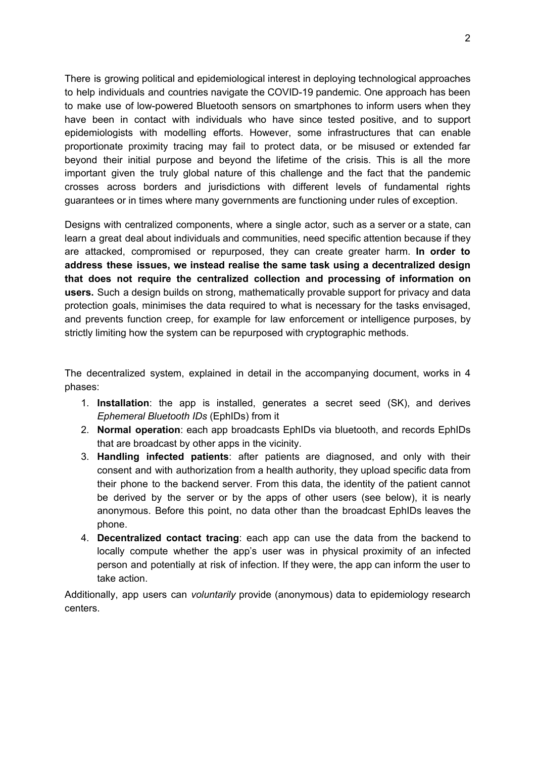There is growing political and epidemiological interest in deploying technological approaches to help individuals and countries navigate the COVID-19 pandemic. One approach has been to make use of low-powered Bluetooth sensors on smartphones to inform users when they have been in contact with individuals who have since tested positive, and to support epidemiologists with modelling efforts. However, some infrastructures that can enable proportionate proximity tracing may fail to protect data, or be misused or extended far beyond their initial purpose and beyond the lifetime of the crisis. This is all the more important given the truly global nature of this challenge and the fact that the pandemic crosses across borders and jurisdictions with different levels of fundamental rights guarantees or in times where many governments are functioning under rules of exception.

Designs with centralized components, where a single actor, such as a server or a state, can learn a great deal about individuals and communities, need specific attention because if they are attacked, compromised or repurposed, they can create greater harm. **In order to address these issues, we instead realise the same task using a decentralized design that does not require the centralized collection and processing of information on users.** Such a design builds on strong, mathematically provable support for privacy and data protection goals, minimises the data required to what is necessary for the tasks envisaged, and prevents function creep, for example for law enforcement or intelligence purposes, by strictly limiting how the system can be repurposed with cryptographic methods.

The decentralized system, explained in detail in the accompanying document, works in 4 phases:

1. **Installation**: the app is installed, generates a secret seed (SK), and derives *Ephemeral Bluetooth IDs* (EphIDs) from it
2. **Normal operation**: each app broadcasts EphIDs via bluetooth, and records EphIDs that are broadcast by other apps in the vicinity.
3. **Handling infected patients**: after patients are diagnosed, and only with their consent and with authorization from a health authority, they upload specific data from their phone to the backend server. From this data, the identity of the patient cannot be derived by the server or by the apps of other users (see below), it is nearly anonymous. Before this point, no data other than the broadcast EphIDs leaves the phone.
4. **Decentralized contact tracing**: each app can use the data from the backend to locally compute whether the app's user was in physical proximity of an infected person and potentially at risk of infection. If they were, the app can inform the user to take action.

Additionally, app users can *voluntarily* provide (anonymous) data to epidemiology research centers.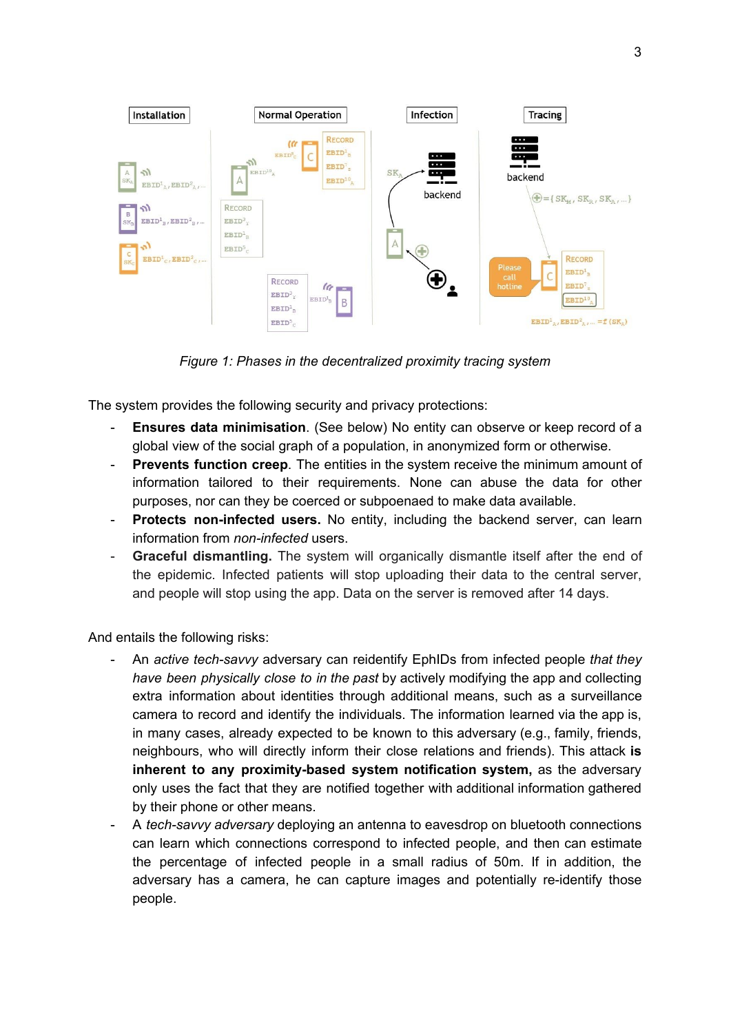*Figure 1: Phases in the decentralized proximity tracing system*

The system provides the following security and privacy protections:

- **Ensures data minimisation**. (See below) No entity can observe or keep record of a global view of the social graph of a population, in anonymized form or otherwise.
- **Prevents function creep**. The entities in the system receive the minimum amount of information tailored to their requirements. None can abuse the data for other purposes, nor can they be coerced or subpoenaed to make data available.
- **Protects non-infected users.** No entity, including the backend server, can learn information from *non-infected* users.
- **Graceful dismantling.** The system will organically dismantle itself after the end of the epidemic. Infected patients will stop uploading their data to the central server, and people will stop using the app. Data on the server is removed after 14 days.

And entails the following risks:

- An *active tech-savvy* adversary can reidentify EphIDs from infected people *that they have been physically close to in the past* by actively modifying the app and collecting extra information about identities through additional means, such as a surveillance camera to record and identify the individuals. The information learned via the app is, in many cases, already expected to be known to this adversary (e.g., family, friends, neighbours, who will directly inform their close relations and friends). This attack **is inherent to any proximity-based system notification system,** as the adversary only uses the fact that they are notified together with additional information gathered by their phone or other means.
- A *tech-savvy adversary* deploying an antenna to eavesdrop on bluetooth connections can learn which connections correspond to infected people, and then can estimate the percentage of infected people in a small radius of 50m. If in addition, the adversary has a camera, he can capture images and potentially re-identify those people.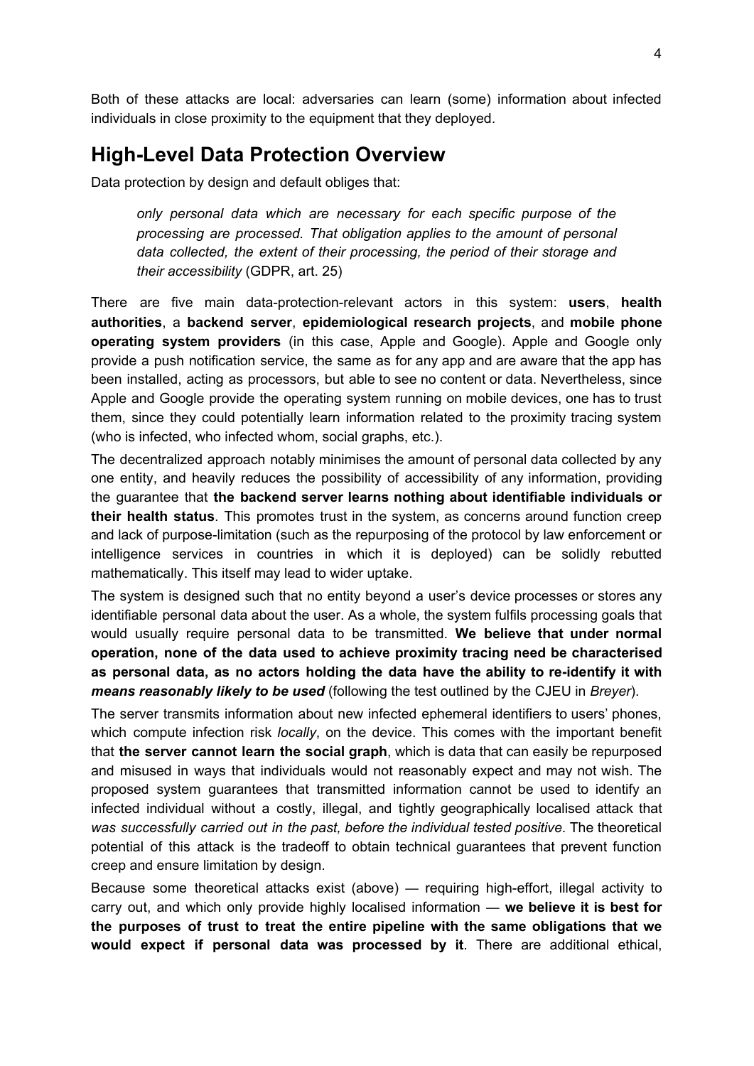Both of these attacks are local: adversaries can learn (some) information about infected individuals in close proximity to the equipment that they deployed.

## High-Level Data Protection Overview

Data protection by design and default obliges that:

> *only personal data which are necessary for each specific purpose of the processing are processed. That obligation applies to the amount of personal data collected, the extent of their processing, the period of their storage and their accessibility* (GDPR, art. 25)

There are five main data-protection-relevant actors in this system: **users**, **health authorities**, a **backend server**, **epidemiological research projects**, and **mobile phone operating system providers** (in this case, Apple and Google). Apple and Google only provide a push notification service, the same as for any app and are aware that the app has been installed, acting as processors, but able to see no content or data. Nevertheless, since Apple and Google provide the operating system running on mobile devices, one has to trust them, since they could potentially learn information related to the proximity tracing system (who is infected, who infected whom, social graphs, etc.).

The decentralized approach notably minimises the amount of personal data collected by any one entity, and heavily reduces the possibility of accessibility of any information, providing the guarantee that **the backend server learns nothing about identifiable individuals or their health status**. This promotes trust in the system, as concerns around function creep and lack of purpose-limitation (such as the repurposing of the protocol by law enforcement or intelligence services in countries in which it is deployed) can be solidly rebutted mathematically. This itself may lead to wider uptake.

The system is designed such that no entity beyond a user's device processes or stores any identifiable personal data about the user. As a whole, the system fulfils processing goals that would usually require personal data to be transmitted. **We believe that under normal operation, none of the data used to achieve proximity tracing need be characterised as personal data, as no actors holding the data have the ability to re-identify it with *means reasonably likely to be used*** (following the test outlined by the CJEU in *Breyer*).

The server transmits information about new infected ephemeral identifiers to users' phones, which compute infection risk *locally*, on the device. This comes with the important benefit that **the server cannot learn the social graph**, which is data that can easily be repurposed and misused in ways that individuals would not reasonably expect and may not wish. The proposed system guarantees that transmitted information cannot be used to identify an infected individual without a costly, illegal, and tightly geographically localised attack that *was successfully carried out in the past, before the individual tested positive*. The theoretical potential of this attack is the tradeoff to obtain technical guarantees that prevent function creep and ensure limitation by design.

Because some theoretical attacks exist (above) — requiring high-effort, illegal activity to carry out, and which only provide highly localised information — **we believe it is best for the purposes of trust to treat the entire pipeline with the same obligations that we would expect if personal data was processed by it**. There are additional ethical,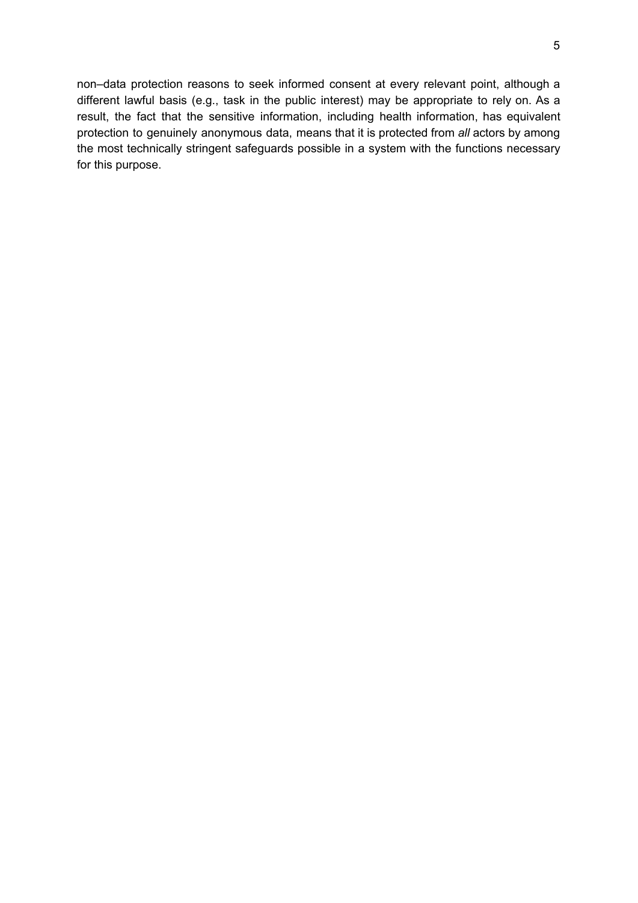non–data protection reasons to seek informed consent at every relevant point, although a different lawful basis (e.g., task in the public interest) may be appropriate to rely on. As a result, the fact that the sensitive information, including health information, has equivalent protection to genuinely anonymous data, means that it is protected from *all* actors by among the most technically stringent safeguards possible in a system with the functions necessary for this purpose.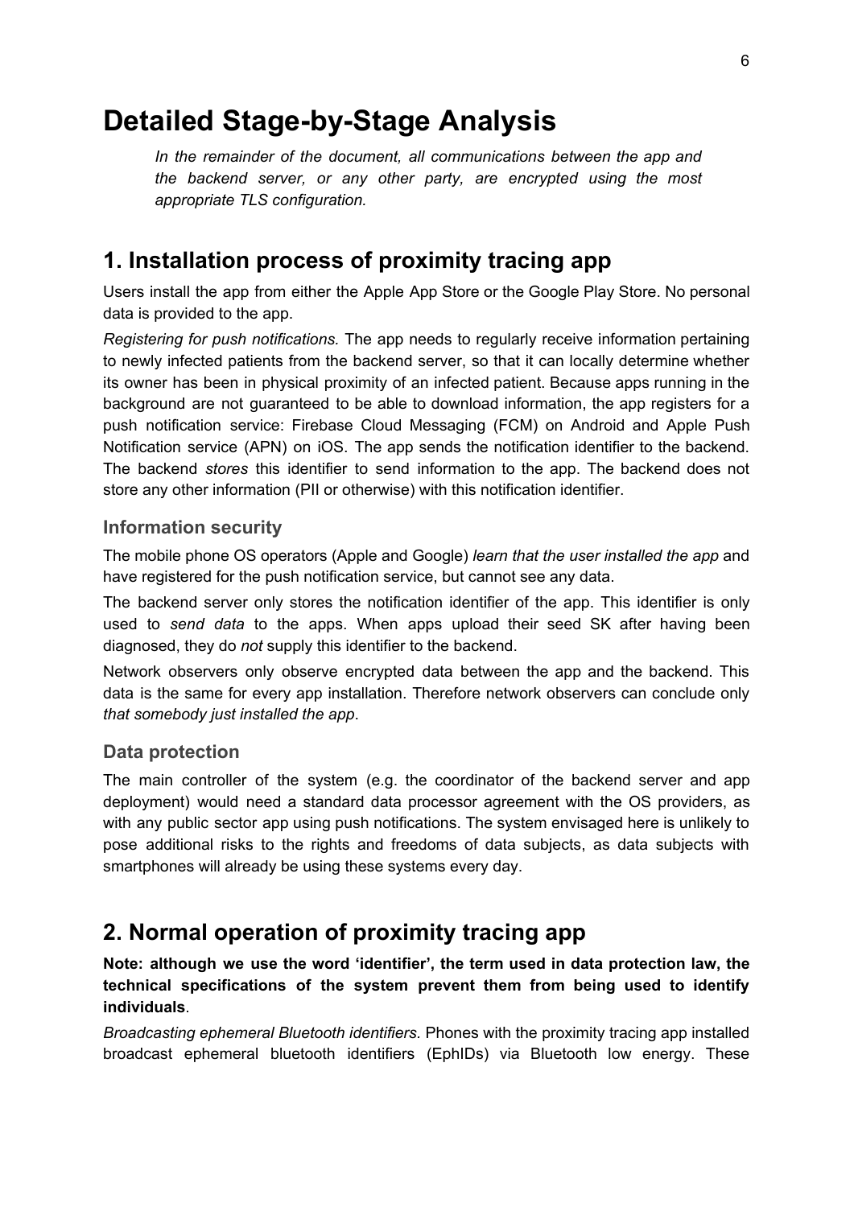# Detailed Stage-by-Stage Analysis

*In the remainder of the document, all communications between the app and the backend server, or any other party, are encrypted using the most appropriate TLS configuration.*

## 1. Installation process of proximity tracing app

Users install the app from either the Apple App Store or the Google Play Store. No personal data is provided to the app.

*Registering for push notifications.* The app needs to regularly receive information pertaining to newly infected patients from the backend server, so that it can locally determine whether its owner has been in physical proximity of an infected patient. Because apps running in the background are not guaranteed to be able to download information, the app registers for a push notification service: Firebase Cloud Messaging (FCM) on Android and Apple Push Notification service (APN) on iOS. The app sends the notification identifier to the backend. The backend *stores* this identifier to send information to the app. The backend does not store any other information (PII or otherwise) with this notification identifier.

### Information security

The mobile phone OS operators (Apple and Google) *learn that the user installed the app* and have registered for the push notification service, but cannot see any data.

The backend server only stores the notification identifier of the app. This identifier is only used to *send data* to the apps. When apps upload their seed SK after having been diagnosed, they do *not* supply this identifier to the backend.

Network observers only observe encrypted data between the app and the backend. This data is the same for every app installation. Therefore network observers can conclude only *that somebody just installed the app*.

### Data protection

The main controller of the system (e.g. the coordinator of the backend server and app deployment) would need a standard data processor agreement with the OS providers, as with any public sector app using push notifications. The system envisaged here is unlikely to pose additional risks to the rights and freedoms of data subjects, as data subjects with smartphones will already be using these systems every day.

## 2. Normal operation of proximity tracing app

**Note: although we use the word 'identifier', the term used in data protection law, the technical specifications of the system prevent them from being used to identify individuals**.

*Broadcasting ephemeral Bluetooth identifiers.* Phones with the proximity tracing app installed broadcast ephemeral bluetooth identifiers (EphIDs) via Bluetooth low energy. These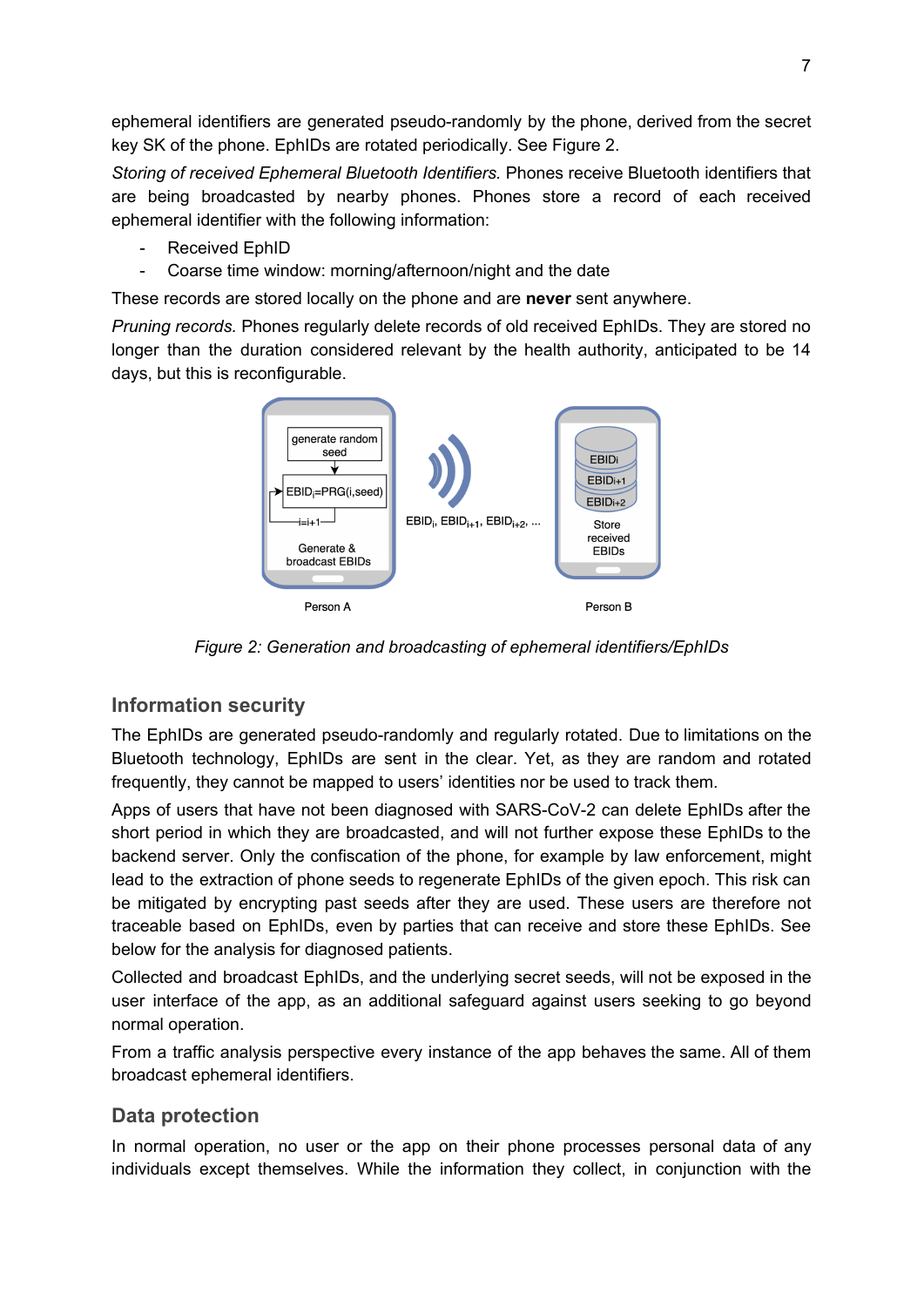ephemeral identifiers are generated pseudo-randomly by the phone, derived from the secret key SK of the phone. EphIDs are rotated periodically. See Figure 2.

*Storing of received Ephemeral Bluetooth Identifiers.* Phones receive Bluetooth identifiers that are being broadcasted by nearby phones. Phones store a record of each received ephemeral identifier with the following information:

- Received EphID
- Coarse time window: morning/afternoon/night and the date

These records are stored locally on the phone and are **never** sent anywhere.

*Pruning records.* Phones regularly delete records of old received EphIDs. They are stored no longer than the duration considered relevant by the health authority, anticipated to be 14 days, but this is reconfigurable.

*Figure 2: Generation and broadcasting of ephemeral identifiers/EphIDs*

## Information security

The EphIDs are generated pseudo-randomly and regularly rotated. Due to limitations on the Bluetooth technology, EphIDs are sent in the clear. Yet, as they are random and rotated frequently, they cannot be mapped to users' identities nor be used to track them.

Apps of users that have not been diagnosed with SARS-CoV-2 can delete EphIDs after the short period in which they are broadcasted, and will not further expose these EphIDs to the backend server. Only the confiscation of the phone, for example by law enforcement, might lead to the extraction of phone seeds to regenerate EphIDs of the given epoch. This risk can be mitigated by encrypting past seeds after they are used. These users are therefore not traceable based on EphIDs, even by parties that can receive and store these EphIDs. See below for the analysis for diagnosed patients.

Collected and broadcast EphIDs, and the underlying secret seeds, will not be exposed in the user interface of the app, as an additional safeguard against users seeking to go beyond normal operation.

From a traffic analysis perspective every instance of the app behaves the same. All of them broadcast ephemeral identifiers.

## Data protection

In normal operation, no user or the app on their phone processes personal data of any individuals except themselves. While the information they collect, in conjunction with the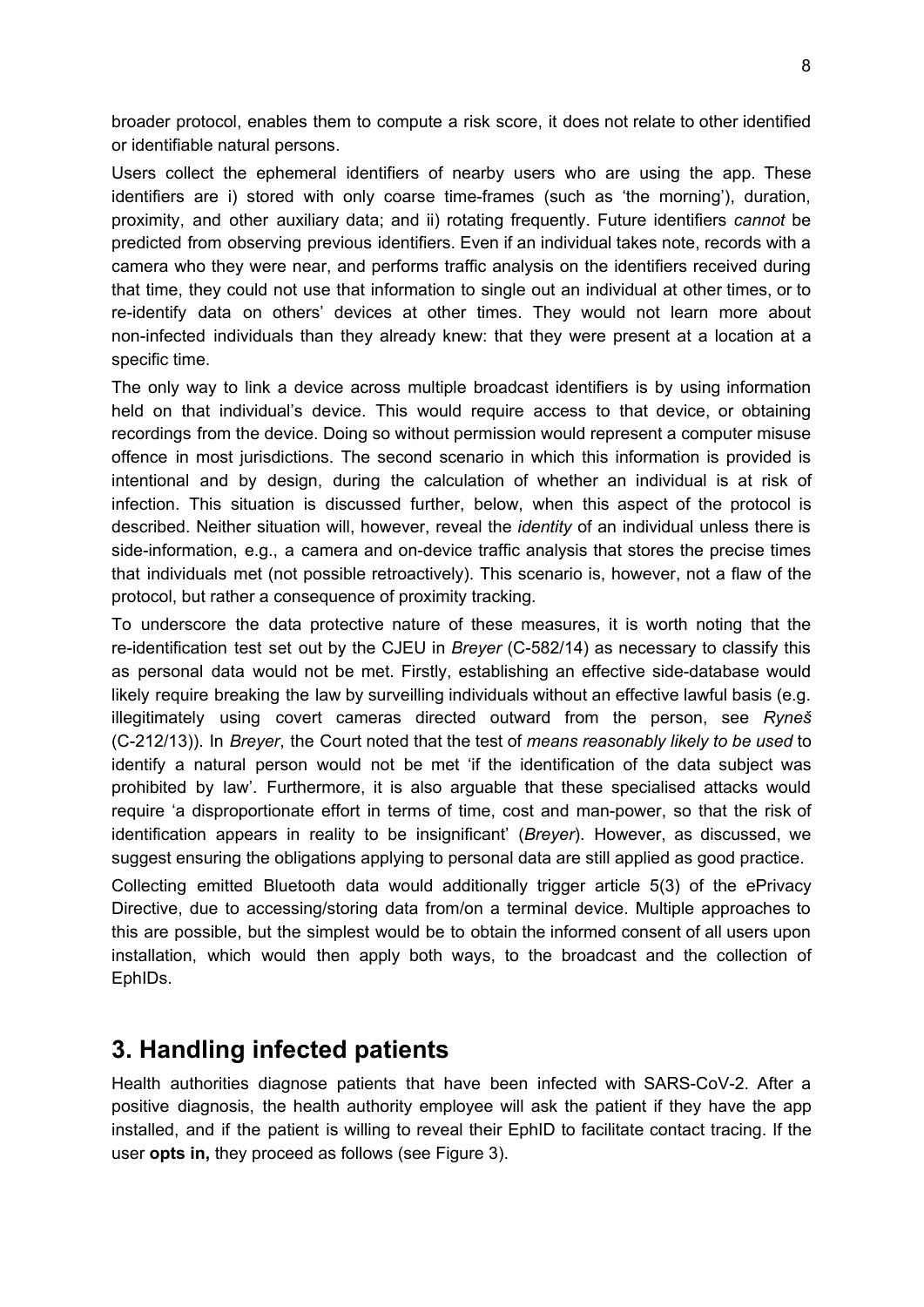broader protocol, enables them to compute a risk score, it does not relate to other identified or identifiable natural persons.

Users collect the ephemeral identifiers of nearby users who are using the app. These identifiers are i) stored with only coarse time-frames (such as 'the morning'), duration, proximity, and other auxiliary data; and ii) rotating frequently. Future identifiers *cannot* be predicted from observing previous identifiers. Even if an individual takes note, records with a camera who they were near, and performs traffic analysis on the identifiers received during that time, they could not use that information to single out an individual at other times, or to re-identify data on others' devices at other times. They would not learn more about non-infected individuals than they already knew: that they were present at a location at a specific time.

The only way to link a device across multiple broadcast identifiers is by using information held on that individual's device. This would require access to that device, or obtaining recordings from the device. Doing so without permission would represent a computer misuse offence in most jurisdictions. The second scenario in which this information is provided is intentional and by design, during the calculation of whether an individual is at risk of infection. This situation is discussed further, below, when this aspect of the protocol is described. Neither situation will, however, reveal the *identity* of an individual unless there is side-information, e.g., a camera and on-device traffic analysis that stores the precise times that individuals met (not possible retroactively). This scenario is, however, not a flaw of the protocol, but rather a consequence of proximity tracking.

To underscore the data protective nature of these measures, it is worth noting that the re-identification test set out by the CJEU in *Breyer* (C-582/14) as necessary to classify this as personal data would not be met. Firstly, establishing an effective side-database would likely require breaking the law by surveilling individuals without an effective lawful basis (e.g. illegitimately using covert cameras directed outward from the person, see *Ryneš* (C-212/13)). In *Breyer*, the Court noted that the test of *means reasonably likely to be used* to identify a natural person would not be met 'if the identification of the data subject was prohibited by law'. Furthermore, it is also arguable that these specialised attacks would require 'a disproportionate effort in terms of time, cost and man-power, so that the risk of identification appears in reality to be insignificant' (*Breyer*). However, as discussed, we suggest ensuring the obligations applying to personal data are still applied as good practice.

Collecting emitted Bluetooth data would additionally trigger article 5(3) of the ePrivacy Directive, due to accessing/storing data from/on a terminal device. Multiple approaches to this are possible, but the simplest would be to obtain the informed consent of all users upon installation, which would then apply both ways, to the broadcast and the collection of EphIDs.

# 3. Handling infected patients

Health authorities diagnose patients that have been infected with SARS-CoV-2. After a positive diagnosis, the health authority employee will ask the patient if they have the app installed, and if the patient is willing to reveal their EphID to facilitate contact tracing. If the user **opts in,** they proceed as follows (see Figure 3).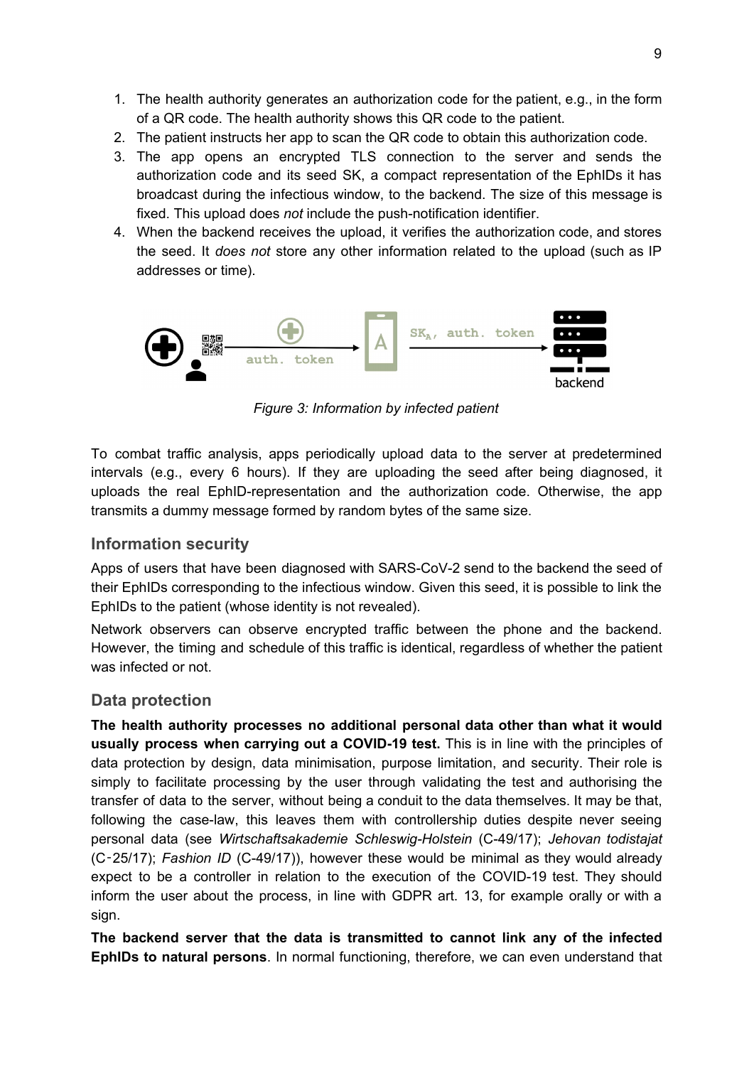1. The health authority generates an authorization code for the patient, e.g., in the form of a QR code. The health authority shows this QR code to the patient.
2. The patient instructs her app to scan the QR code to obtain this authorization code.
3. The app opens an encrypted TLS connection to the server and sends the authorization code and its seed SK, a compact representation of the EphIDs it has broadcast during the infectious window, to the backend. The size of this message is fixed. This upload does *not* include the push-notification identifier.
4. When the backend receives the upload, it verifies the authorization code, and stores the seed. It *does not* store any other information related to the upload (such as IP addresses or time).

*Figure 3: Information by infected patient*

To combat traffic analysis, apps periodically upload data to the server at predetermined intervals (e.g., every 6 hours). If they are uploading the seed after being diagnosed, it uploads the real EphID-representation and the authorization code. Otherwise, the app transmits a dummy message formed by random bytes of the same size.

## Information security

Apps of users that have been diagnosed with SARS-CoV-2 send to the backend the seed of their EphIDs corresponding to the infectious window. Given this seed, it is possible to link the EphIDs to the patient (whose identity is not revealed).

Network observers can observe encrypted traffic between the phone and the backend. However, the timing and schedule of this traffic is identical, regardless of whether the patient was infected or not.

## Data protection

**The health authority processes no additional personal data other than what it would usually process when carrying out a COVID-19 test.** This is in line with the principles of data protection by design, data minimisation, purpose limitation, and security. Their role is simply to facilitate processing by the user through validating the test and authorising the transfer of data to the server, without being a conduit to the data themselves. It may be that, following the case-law, this leaves them with controllership duties despite never seeing personal data (see *Wirtschaftsakademie Schleswig-Holstein* (C-49/17); *Jehovan todistajat* (C‑25/17); *Fashion ID* (C-49/17)), however these would be minimal as they would already expect to be a controller in relation to the execution of the COVID-19 test. They should inform the user about the process, in line with GDPR art. 13, for example orally or with a sign.

**The backend server that the data is transmitted to cannot link any of the infected EphIDs to natural persons**. In normal functioning, therefore, we can even understand that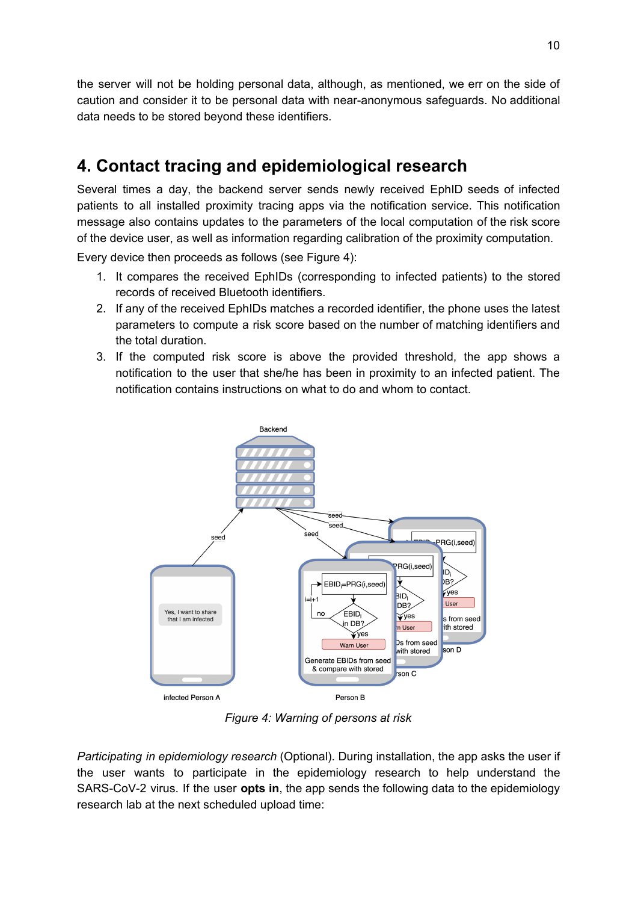the server will not be holding personal data, although, as mentioned, we err on the side of caution and consider it to be personal data with near-anonymous safeguards. No additional data needs to be stored beyond these identifiers.

## 4. Contact tracing and epidemiological research

Several times a day, the backend server sends newly received EphID seeds of infected patients to all installed proximity tracing apps via the notification service. This notification message also contains updates to the parameters of the local computation of the risk score of the device user, as well as information regarding calibration of the proximity computation.

Every device then proceeds as follows (see Figure 4):

1. It compares the received EphIDs (corresponding to infected patients) to the stored records of received Bluetooth identifiers.
2. If any of the received EphIDs matches a recorded identifier, the phone uses the latest parameters to compute a risk score based on the number of matching identifiers and the total duration.
3. If the computed risk score is above the provided threshold, the app shows a notification to the user that she/he has been in proximity to an infected patient. The notification contains instructions on what to do and whom to contact.

*Figure 4: Warning of persons at risk*

*Participating in epidemiology research* (Optional). During installation, the app asks the user if the user wants to participate in the epidemiology research to help understand the SARS-CoV-2 virus. If the user **opts in**, the app sends the following data to the epidemiology research lab at the next scheduled upload time: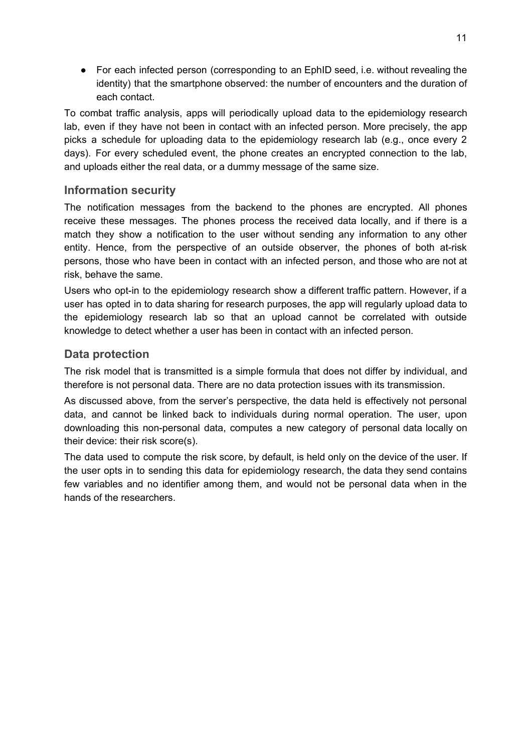- For each infected person (corresponding to an EphID seed, i.e. without revealing the identity) that the smartphone observed: the number of encounters and the duration of each contact.

To combat traffic analysis, apps will periodically upload data to the epidemiology research lab, even if they have not been in contact with an infected person. More precisely, the app picks a schedule for uploading data to the epidemiology research lab (e.g., once every 2 days). For every scheduled event, the phone creates an encrypted connection to the lab, and uploads either the real data, or a dummy message of the same size.

## Information security

The notification messages from the backend to the phones are encrypted. All phones receive these messages. The phones process the received data locally, and if there is a match they show a notification to the user without sending any information to any other entity. Hence, from the perspective of an outside observer, the phones of both at-risk persons, those who have been in contact with an infected person, and those who are not at risk, behave the same.

Users who opt-in to the epidemiology research show a different traffic pattern. However, if a user has opted in to data sharing for research purposes, the app will regularly upload data to the epidemiology research lab so that an upload cannot be correlated with outside knowledge to detect whether a user has been in contact with an infected person.

## Data protection

The risk model that is transmitted is a simple formula that does not differ by individual, and therefore is not personal data. There are no data protection issues with its transmission.

As discussed above, from the server's perspective, the data held is effectively not personal data, and cannot be linked back to individuals during normal operation. The user, upon downloading this non-personal data, computes a new category of personal data locally on their device: their risk score(s).

The data used to compute the risk score, by default, is held only on the device of the user. If the user opts in to sending this data for epidemiology research, the data they send contains few variables and no identifier among them, and would not be personal data when in the hands of the researchers.